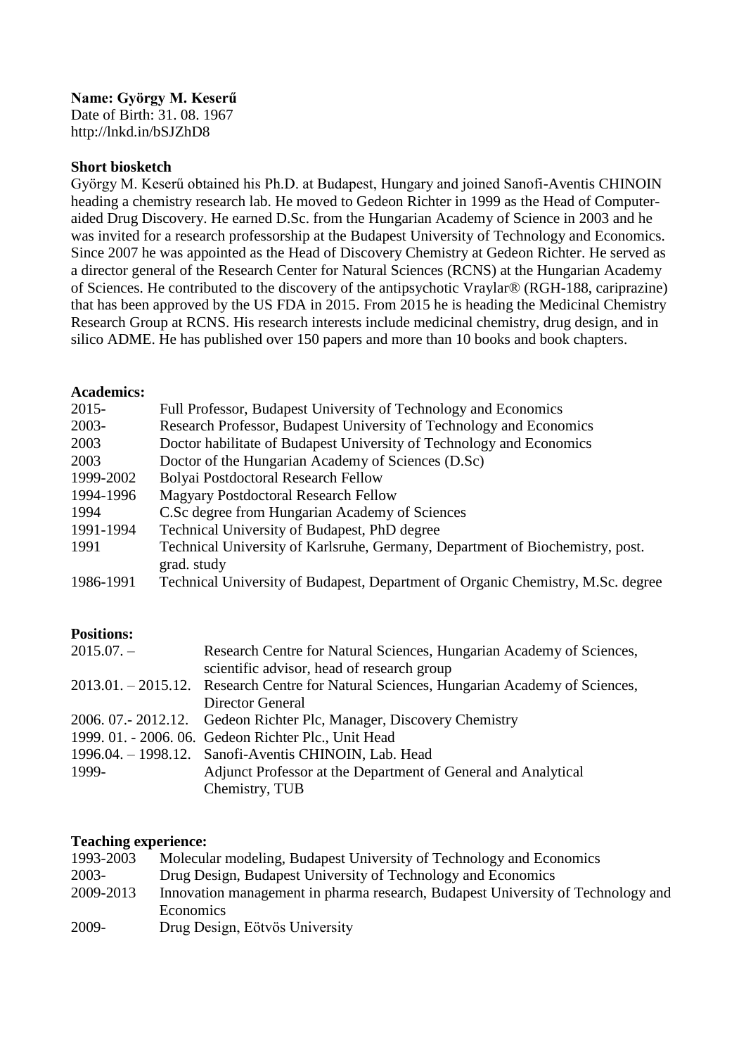**Name: György M. Keserű**
Date of Birth: 31. 08. 1967
http://lnkd.in/bSJZhD8

**Short biosketch**

György M. Keserű obtained his Ph.D. at Budapest, Hungary and joined Sanofi-Aventis CHINOIN heading a chemistry research lab. He moved to Gedeon Richter in 1999 as the Head of Computer-aided Drug Discovery. He earned D.Sc. from the Hungarian Academy of Science in 2003 and he was invited for a research professorship at the Budapest University of Technology and Economics. Since 2007 he was appointed as the Head of Discovery Chemistry at Gedeon Richter. He served as a director general of the Research Center for Natural Sciences (RCNS) at the Hungarian Academy of Sciences. He contributed to the discovery of the antipsychotic Vraylar® (RGH-188, cariprazine) that has been approved by the US FDA in 2015. From 2015 he is heading the Medicinal Chemistry Research Group at RCNS. His research interests include medicinal chemistry, drug design, and in silico ADME. He has published over 150 papers and more than 10 books and book chapters.

**Academics:**

| | |
|---|---|
| 2015- | Full Professor, Budapest University of Technology and Economics |
| 2003- | Research Professor, Budapest University of Technology and Economics |
| 2003 | Doctor habilitate of Budapest University of Technology and Economics |
| 2003 | Doctor of the Hungarian Academy of Sciences (D.Sc) |
| 1999-2002 | Bolyai Postdoctoral Research Fellow |
| 1994-1996 | Magyary Postdoctoral Research Fellow |
| 1994 | C.Sc degree from Hungarian Academy of Sciences |
| 1991-1994 | Technical University of Budapest, PhD degree |
| 1991 | Technical University of Karlsruhe, Germany, Department of Biochemistry, post. grad. study |
| 1986-1991 | Technical University of Budapest, Department of Organic Chemistry, M.Sc. degree |

**Positions:**

| | |
|---|---|
| 2015.07. – | Research Centre for Natural Sciences, Hungarian Academy of Sciences, scientific advisor, head of research group |
| 2013.01. – 2015.12. | Research Centre for Natural Sciences, Hungarian Academy of Sciences, Director General |
| 2006. 07.- 2012.12. | Gedeon Richter Plc, Manager, Discovery Chemistry |
| 1999. 01. - 2006. 06. | Gedeon Richter Plc., Unit Head |
| 1996.04. – 1998.12. | Sanofi-Aventis CHINOIN, Lab. Head |
| 1999- | Adjunct Professor at the Department of General and Analytical Chemistry, TUB |

**Teaching experience:**

| | |
|---|---|
| 1993-2003 | Molecular modeling, Budapest University of Technology and Economics |
| 2003- | Drug Design, Budapest University of Technology and Economics |
| 2009-2013 | Innovation management in pharma research, Budapest University of Technology and Economics |
| 2009- | Drug Design, Eötvös University |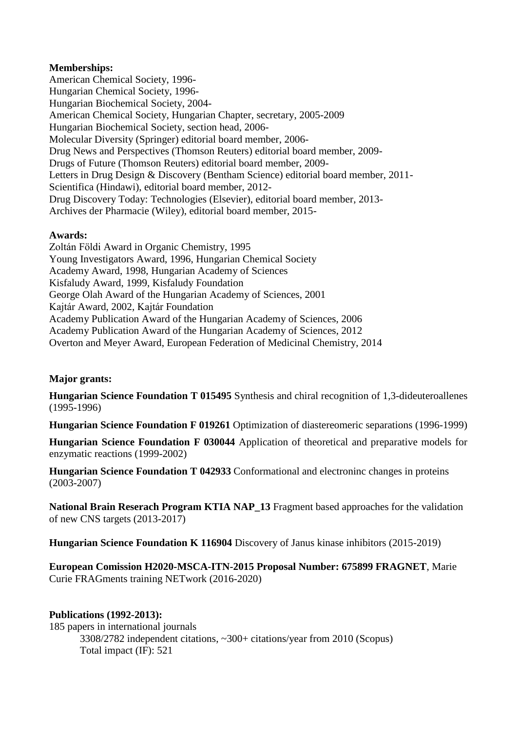**Memberships:**
American Chemical Society, 1996-
Hungarian Chemical Society, 1996-
Hungarian Biochemical Society, 2004-
American Chemical Society, Hungarian Chapter, secretary, 2005-2009
Hungarian Biochemical Society, section head, 2006-
Molecular Diversity (Springer) editorial board member, 2006-
Drug News and Perspectives (Thomson Reuters) editorial board member, 2009-
Drugs of Future (Thomson Reuters) editorial board member, 2009-
Letters in Drug Design & Discovery (Bentham Science) editorial board member, 2011-
Scientifica (Hindawi), editorial board member, 2012-
Drug Discovery Today: Technologies (Elsevier), editorial board member, 2013-
Archives der Pharmacie (Wiley), editorial board member, 2015-

**Awards:**
Zoltán Földi Award in Organic Chemistry, 1995
Young Investigators Award, 1996, Hungarian Chemical Society
Academy Award, 1998, Hungarian Academy of Sciences
Kisfaludy Award, 1999, Kisfaludy Foundation
George Olah Award of the Hungarian Academy of Sciences, 2001
Kajtár Award, 2002, Kajtár Foundation
Academy Publication Award of the Hungarian Academy of Sciences, 2006
Academy Publication Award of the Hungarian Academy of Sciences, 2012
Overton and Meyer Award, European Federation of Medicinal Chemistry, 2014

**Major grants:**

**Hungarian Science Foundation T 015495** Synthesis and chiral recognition of 1,3-dideuteroallenes (1995-1996)

**Hungarian Science Foundation F 019261** Optimization of diastereomeric separations (1996-1999)

**Hungarian Science Foundation F 030044** Application of theoretical and preparative models for enzymatic reactions (1999-2002)

**Hungarian Science Foundation T 042933** Conformational and electroninc changes in proteins (2003-2007)

**National Brain Reserach Program KTIA NAP_13** Fragment based approaches for the validation of new CNS targets (2013-2017)

**Hungarian Science Foundation K 116904** Discovery of Janus kinase inhibitors (2015-2019)

**European Comission H2020-MSCA-ITN-2015 Proposal Number: 675899 FRAGNET**, Marie Curie FRAGments training NETwork (2016-2020)

**Publications (1992-2013):**
185 papers in international journals
 3308/2782 independent citations, ~300+ citations/year from 2010 (Scopus)
 Total impact (IF): 521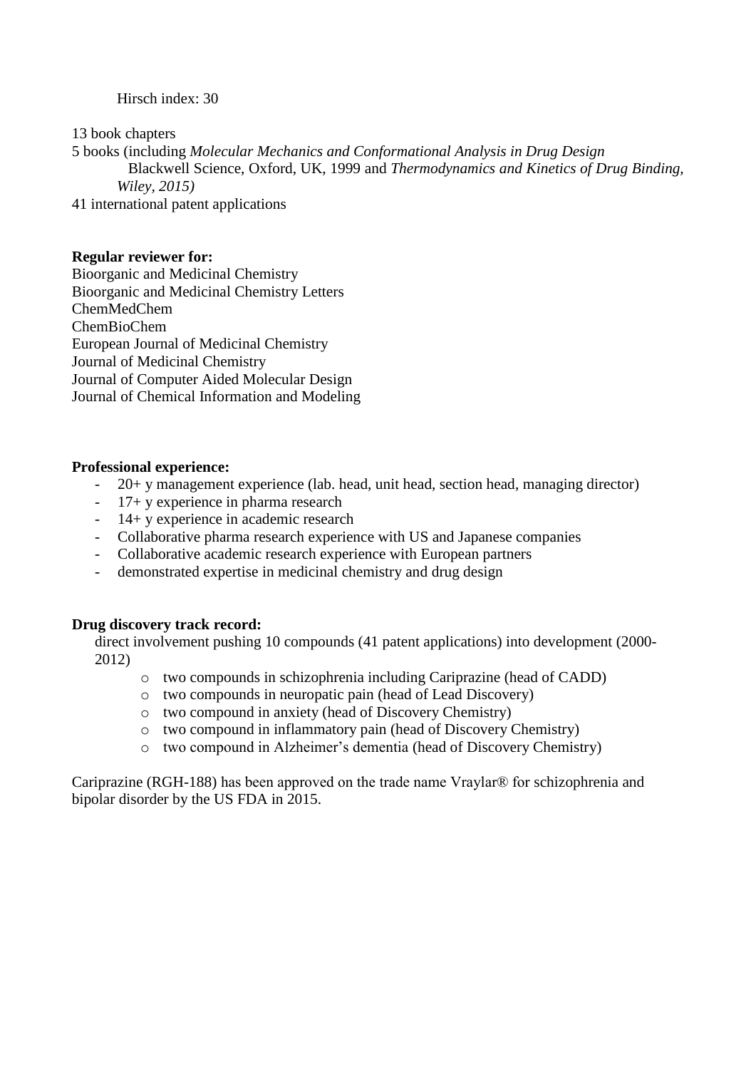Hirsch index: 30

13 book chapters
5 books (including *Molecular Mechanics and Conformational Analysis in Drug Design* Blackwell Science, Oxford, UK, 1999 and *Thermodynamics and Kinetics of Drug Binding, Wiley, 2015)*
41 international patent applications

**Regular reviewer for:**
Bioorganic and Medicinal Chemistry
Bioorganic and Medicinal Chemistry Letters
ChemMedChem
ChemBioChem
European Journal of Medicinal Chemistry
Journal of Medicinal Chemistry
Journal of Computer Aided Molecular Design
Journal of Chemical Information and Modeling

**Professional experience:**

- 20+ y management experience (lab. head, unit head, section head, managing director)
- 17+ y experience in pharma research
- 14+ y experience in academic research
- Collaborative pharma research experience with US and Japanese companies
- Collaborative academic research experience with European partners
- demonstrated expertise in medicinal chemistry and drug design

**Drug discovery track record:**

direct involvement pushing 10 compounds (41 patent applications) into development (2000-2012)

- two compounds in schizophrenia including Cariprazine (head of CADD)
- two compounds in neuropatic pain (head of Lead Discovery)
- two compound in anxiety (head of Discovery Chemistry)
- two compound in inflammatory pain (head of Discovery Chemistry)
- two compound in Alzheimer's dementia (head of Discovery Chemistry)

Cariprazine (RGH-188) has been approved on the trade name Vraylar® for schizophrenia and bipolar disorder by the US FDA in 2015.